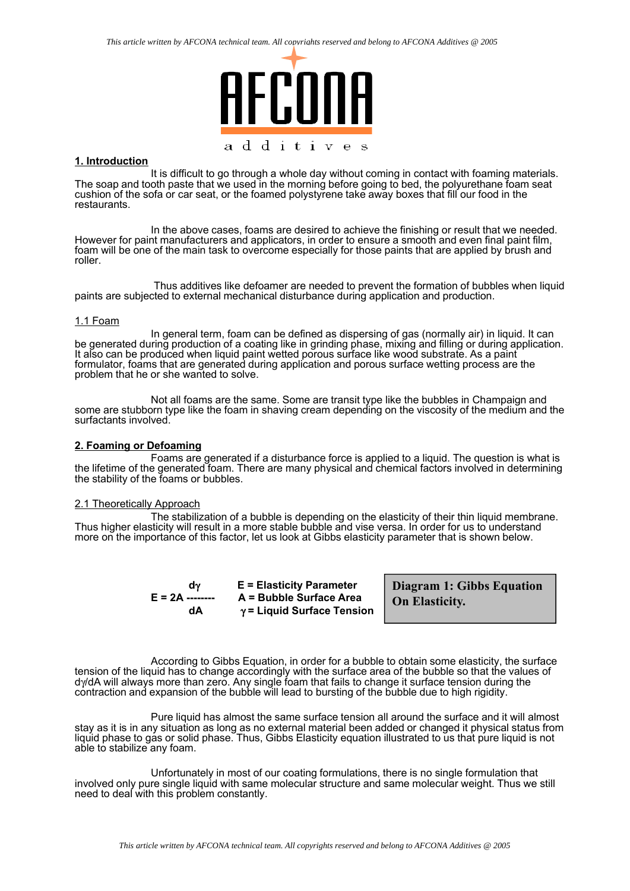## 1. Introduction

It is difficult to go through a whole day without coming in contact with foaming materials. The soap and tooth paste that we used in the morning before going to bed, the polyurethane foam seat cushion of the sofa or car seat, or the foamed polystyrene take away boxes that fill our food in the restaurants.

In the above cases, foams are desired to achieve the finishing or result that we needed. However for paint manufacturers and applicators, in order to ensure a smooth and even final paint film, foam will be one of the main task to overcome especially for those paints that are applied by brush and roller.

Thus additives like defoamer are needed to prevent the formation of bubbles when liquid paints are subjected to external mechanical disturbance during application and production.

### 1.1 Foam

In general term, foam can be defined as dispersing of gas (normally air) in liquid. It can be generated during production of a coating like in grinding phase, mixing and filling or during application. It also can be produced when liquid paint wetted porous surface like wood substrate. As a paint formulator, foams that are generated during application and porous surface wetting process are the problem that he or she wanted to solve.

Not all foams are the same. Some are transit type like the bubbles in Champaign and some are stubborn type like the foam in shaving cream depending on the viscosity of the medium and the surfactants involved.

## 2. Foaming or Defoaming

Foams are generated if a disturbance force is applied to a liquid. The question is what is the lifetime of the generated foam. There are many physical and chemical factors involved in determining the stability of the foams or bubbles.

### 2.1 Theoretically Approach

The stabilization of a bubble is depending on the elasticity of their thin liquid membrane. Thus higher elasticity will result in a more stable bubble and vise versa. In order for us to understand more on the importance of this factor, let us look at Gibbs elasticity parameter that is shown below.

$$E = 2A \frac{d\gamma}{dA}$$

**E = Elasticity Parameter**
**A = Bubble Surface Area**
**$\gamma$ = Liquid Surface Tension**

**Diagram 1: Gibbs Equation On Elasticity.**

According to Gibbs Equation, in order for a bubble to obtain some elasticity, the surface tension of the liquid has to change accordingly with the surface area of the bubble so that the values of $d\gamma/dA$ will always more than zero. Any single foam that fails to change it surface tension during the contraction and expansion of the bubble will lead to bursting of the bubble due to high rigidity.

Pure liquid has almost the same surface tension all around the surface and it will almost stay as it is in any situation as long as no external material been added or changed it physical status from liquid phase to gas or solid phase. Thus, Gibbs Elasticity equation illustrated to us that pure liquid is not able to stabilize any foam.

Unfortunately in most of our coating formulations, there is no single formulation that involved only pure single liquid with same molecular structure and same molecular weight. Thus we still need to deal with this problem constantly.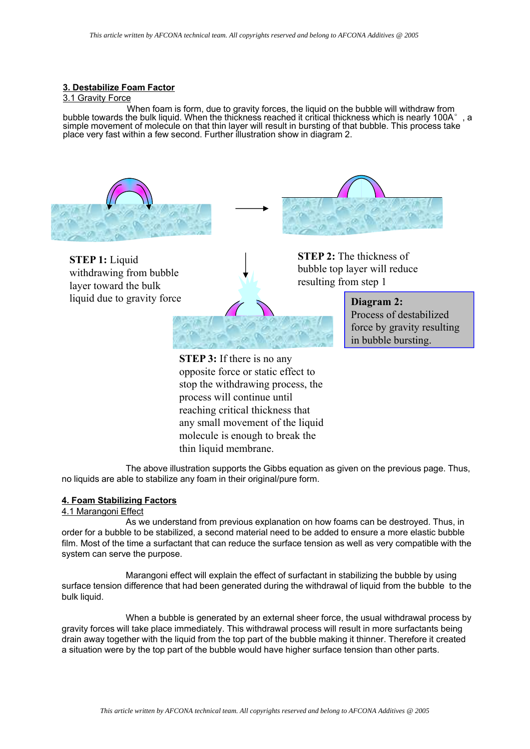## 3. Destabilize Foam Factor

### 3.1 Gravity Force

When foam is form, due to gravity forces, the liquid on the bubble will withdraw from bubble towards the bulk liquid. When the thickness reached it critical thickness which is nearly 100A°, a simple movement of molecule on that thin layer will result in bursting of that bubble. This process take place very fast within a few second. Further illustration show in diagram 2.

**STEP 1:** Liquid withdrawing from bubble layer toward the bulk liquid due to gravity force

**STEP 2:** The thickness of bubble top layer will reduce resulting from step 1

**STEP 3:** If there is no any opposite force or static effect to stop the withdrawing process, the process will continue until reaching critical thickness that any small movement of the liquid molecule is enough to break the thin liquid membrane.

**Diagram 2:** Process of destabilized force by gravity resulting in bubble bursting.

The above illustration supports the Gibbs equation as given on the previous page. Thus, no liquids are able to stabilize any foam in their original/pure form.

## 4. Foam Stabilizing Factors

### 4.1 Marangoni Effect

As we understand from previous explanation on how foams can be destroyed. Thus, in order for a bubble to be stabilized, a second material need to be added to ensure a more elastic bubble film. Most of the time a surfactant that can reduce the surface tension as well as very compatible with the system can serve the purpose.

Marangoni effect will explain the effect of surfactant in stabilizing the bubble by using surface tension difference that had been generated during the withdrawal of liquid from the bubble to the bulk liquid.

When a bubble is generated by an external sheer force, the usual withdrawal process by gravity forces will take place immediately. This withdrawal process will result in more surfactants being drain away together with the liquid from the top part of the bubble making it thinner. Therefore it created a situation were by the top part of the bubble would have higher surface tension than other parts.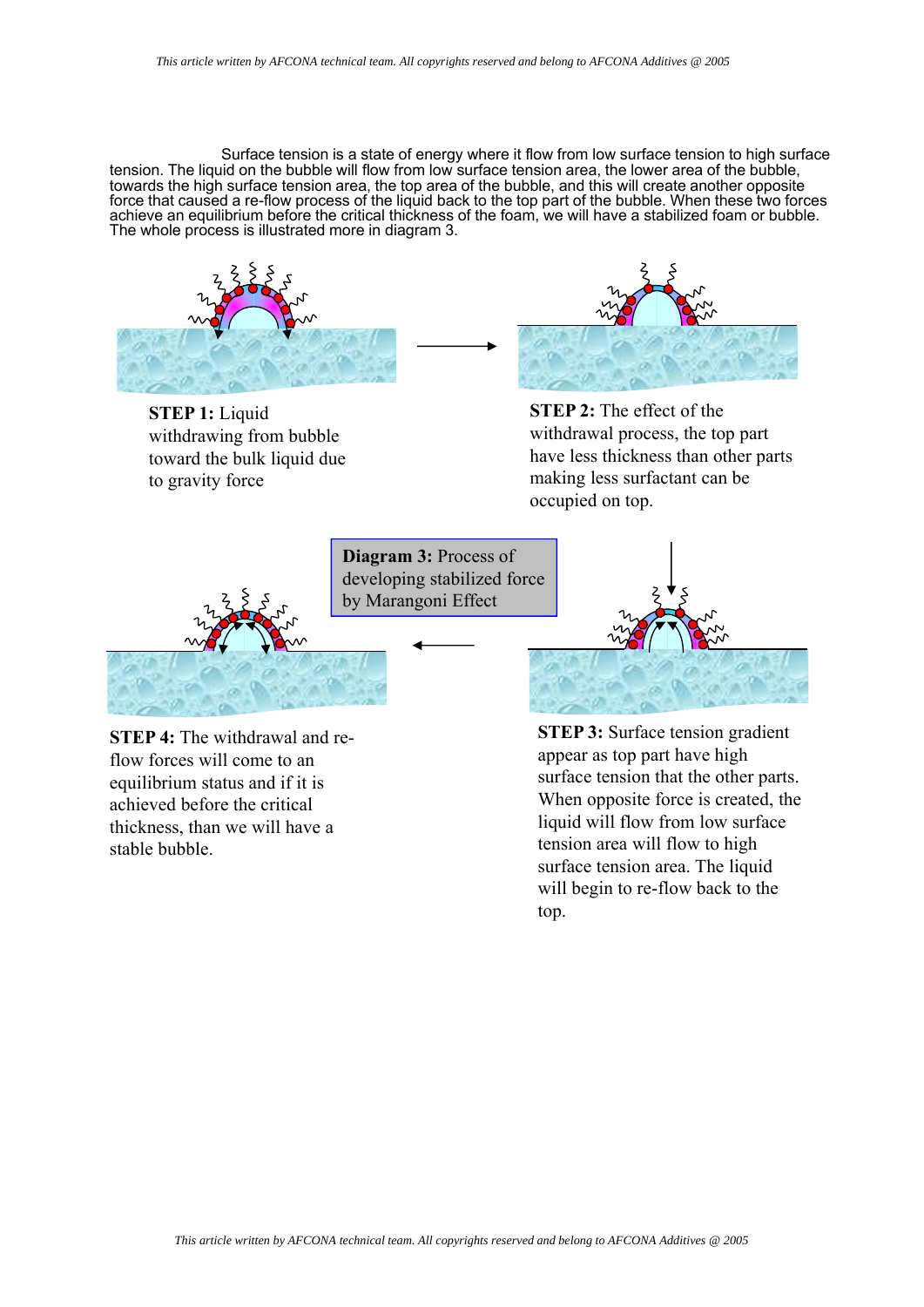Surface tension is a state of energy where it flow from low surface tension to high surface tension. The liquid on the bubble will flow from low surface tension area, the lower area of the bubble, towards the high surface tension area, the top area of the bubble, and this will create another opposite force that caused a re-flow process of the liquid back to the top part of the bubble. When these two forces achieve an equilibrium before the critical thickness of the foam, we will have a stabilized foam or bubble. The whole process is illustrated more in diagram 3.

**STEP 1:** Liquid withdrawing from bubble toward the bulk liquid due to gravity force

**STEP 2:** The effect of the withdrawal process, the top part have less thickness than other parts making less surfactant can be occupied on top.

**Diagram 3:** Process of developing stabilized force by Marangoni Effect

**STEP 3:** Surface tension gradient appear as top part have high surface tension that the other parts. When opposite force is created, the liquid will flow from low surface tension area will flow to high surface tension area. The liquid will begin to re-flow back to the top.

**STEP 4:** The withdrawal and re-flow forces will come to an equilibrium status and if it is achieved before the critical thickness, than we will have a stable bubble.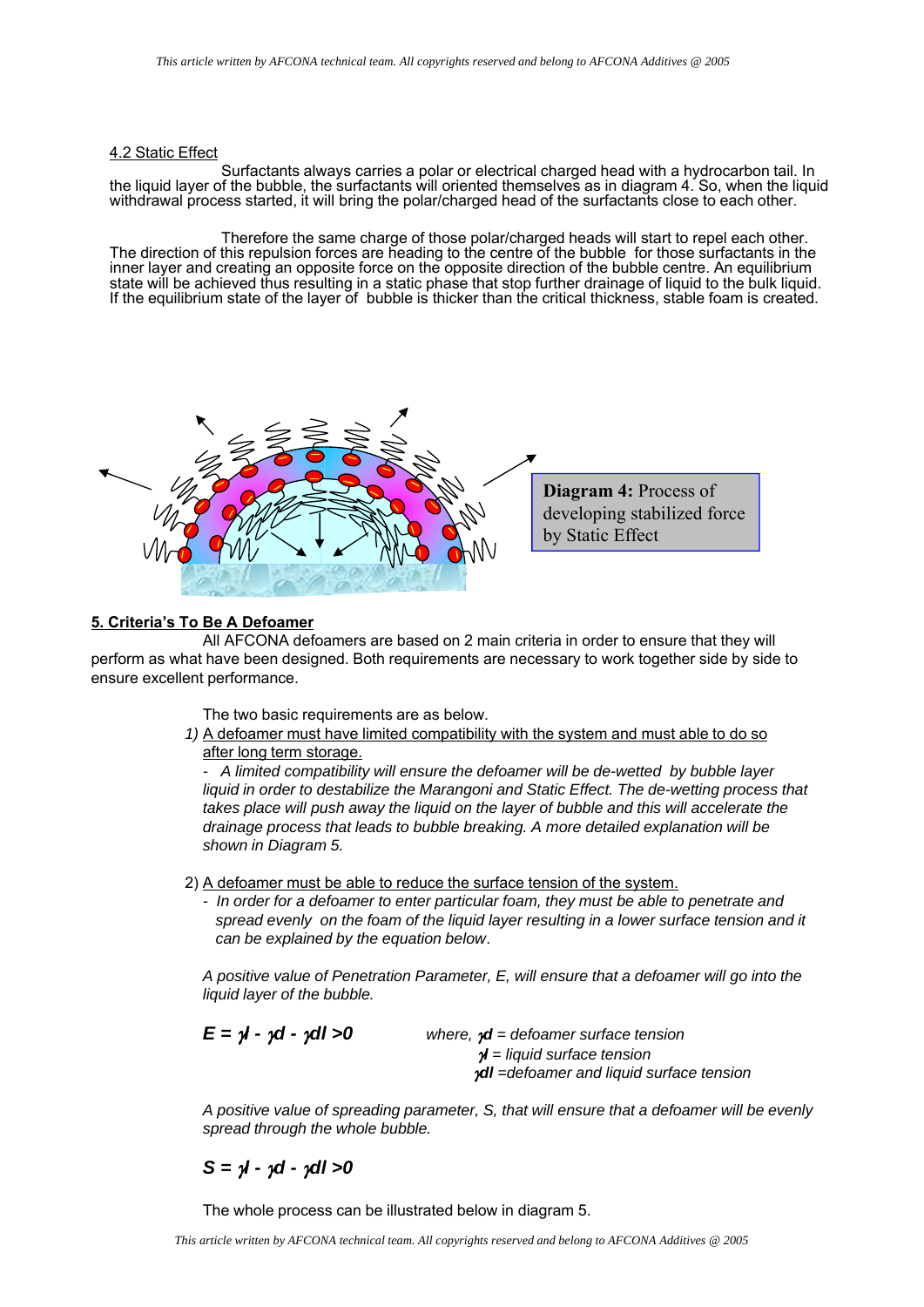4.2 Static Effect

Surfactants always carries a polar or electrical charged head with a hydrocarbon tail. In the liquid layer of the bubble, the surfactants will oriented themselves as in diagram 4. So, when the liquid withdrawal process started, it will bring the polar/charged head of the surfactants close to each other.

Therefore the same charge of those polar/charged heads will start to repel each other. The direction of this repulsion forces are heading to the centre of the bubble for those surfactants in the inner layer and creating an opposite force on the opposite direction of the bubble centre. An equilibrium state will be achieved thus resulting in a static phase that stop further drainage of liquid to the bulk liquid. If the equilibrium state of the layer of bubble is thicker than the critical thickness, stable foam is created.

**Diagram 4:** Process of developing stabilized force by Static Effect

## 5. Criteria's To Be A Defoamer

All AFCONA defoamers are based on 2 main criteria in order to ensure that they will perform as what have been designed. Both requirements are necessary to work together side by side to ensure excellent performance.

The two basic requirements are as below.

1) A defoamer must have limited compatibility with the system and must able to do so after long term storage.

   - *A limited compatibility will ensure the defoamer will be de-wetted by bubble layer liquid in order to destabilize the Marangoni and Static Effect. The de-wetting process that takes place will push away the liquid on the layer of bubble and this will accelerate the drainage process that leads to bubble breaking. A more detailed explanation will be shown in Diagram 5.*

2) A defoamer must be able to reduce the surface tension of the system.

   - *In order for a defoamer to enter particular foam, they must be able to penetrate and spread evenly on the foam of the liquid layer resulting in a lower surface tension and it can be explained by the equation below.*

*A positive value of Penetration Parameter, E, will ensure that a defoamer will go into the liquid layer of the bubble.*

$$E = \gamma l - \gamma d - \gamma dl > 0$$

*where, $\gamma d$ = defoamer surface tension*
*$\gamma l$ = liquid surface tension*
*$\gamma dl$ = defoamer and liquid surface tension*

*A positive value of spreading parameter, S, that will ensure that a defoamer will be evenly spread through the whole bubble.*

$$S = \gamma l - \gamma d - \gamma dl > 0$$

The whole process can be illustrated below in diagram 5.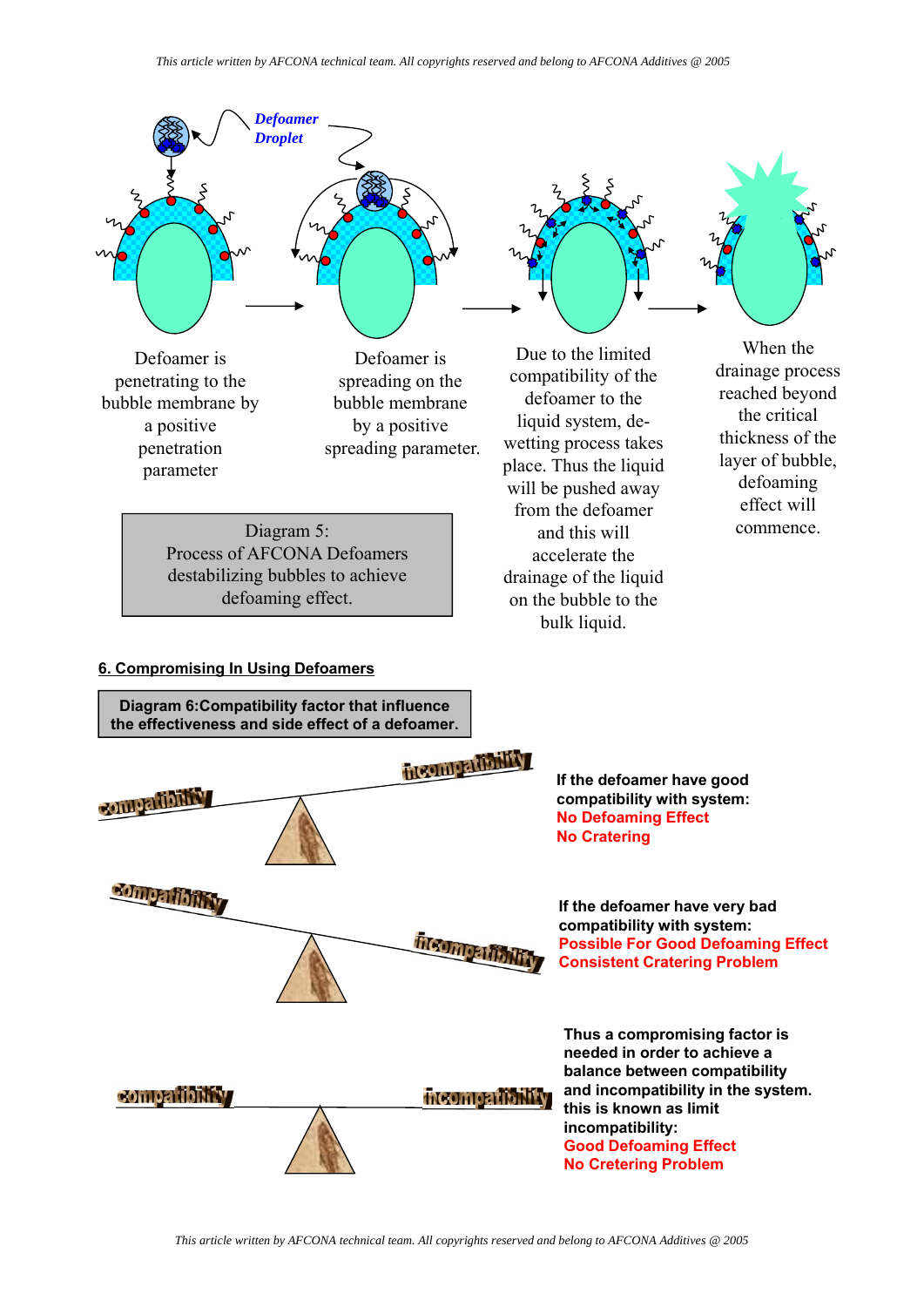Defoamer Droplet

Defoamer is penetrating to the bubble membrane by a positive penetration parameter

Defoamer is spreading on the bubble membrane by a positive spreading parameter.

Due to the limited compatibility of the defoamer to the liquid system, de-wetting process takes place. Thus the liquid will be pushed away from the defoamer and this will accelerate the drainage of the liquid on the bubble to the bulk liquid.

When the drainage process reached beyond the critical thickness of the layer of bubble, defoaming effect will commence.

Diagram 5:
Process of AFCONA Defoamers destabilizing bubbles to achieve defoaming effect.

## 6. Compromising In Using Defoamers

**Diagram 6:Compatibility factor that influence the effectiveness and side effect of a defoamer.**

compatibility / incompatibility

**If the defoamer have good compatibility with system:**
**No Defoaming Effect**
**No Cratering**

compatibility / incompatibility

**If the defoamer have very bad compatibility with system:**
**Possible For Good Defoaming Effect**
**Consistent Cratering Problem**

compatibility / incompatibility

**Thus a compromising factor is needed in order to achieve a balance between compatibility and incompatibility in the system. this is known as limit incompatibility:**
**Good Defoaming Effect**
**No Cretering Problem**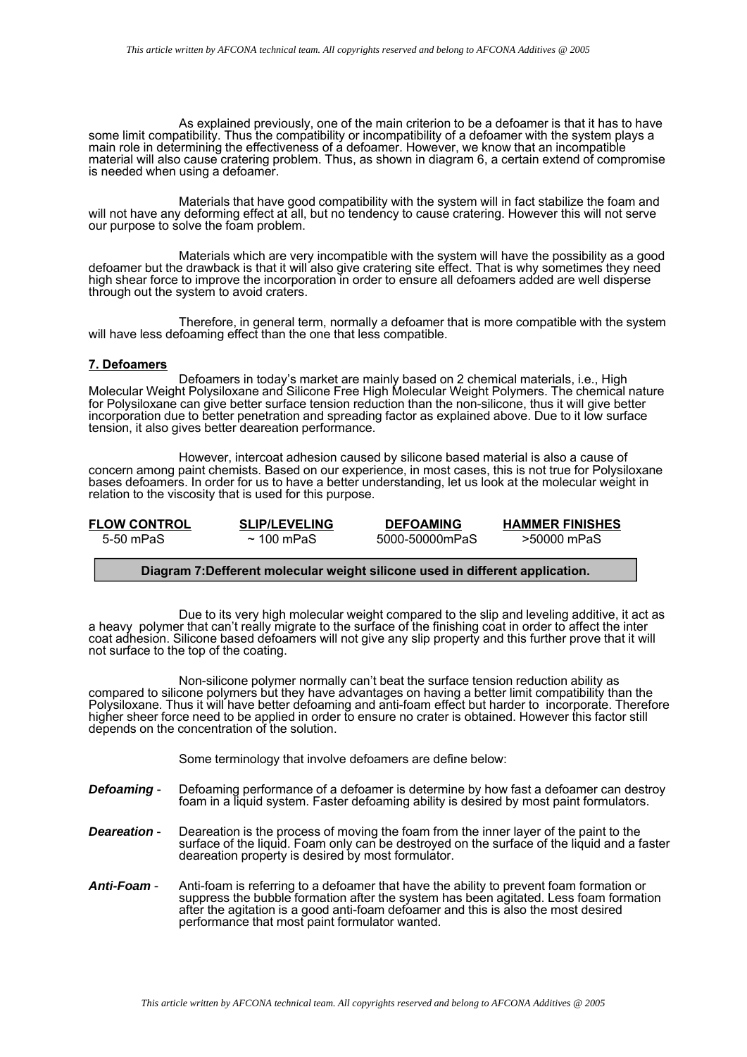As explained previously, one of the main criterion to be a defoamer is that it has to have some limit compatibility. Thus the compatibility or incompatibility of a defoamer with the system plays a main role in determining the effectiveness of a defoamer. However, we know that an incompatible material will also cause cratering problem. Thus, as shown in diagram 6, a certain extend of compromise is needed when using a defoamer.

Materials that have good compatibility with the system will in fact stabilize the foam and will not have any deforming effect at all, but no tendency to cause cratering. However this will not serve our purpose to solve the foam problem.

Materials which are very incompatible with the system will have the possibility as a good defoamer but the drawback is that it will also give cratering site effect. That is why sometimes they need high shear force to improve the incorporation in order to ensure all defoamers added are well disperse through out the system to avoid craters.

Therefore, in general term, normally a defoamer that is more compatible with the system will have less defoaming effect than the one that less compatible.

## 7. Defoamers

Defoamers in today's market are mainly based on 2 chemical materials, i.e., High Molecular Weight Polysiloxane and Silicone Free High Molecular Weight Polymers. The chemical nature for Polysiloxane can give better surface tension reduction than the non-silicone, thus it will give better incorporation due to better penetration and spreading factor as explained above. Due to it low surface tension, it also gives better deareation performance.

However, intercoat adhesion caused by silicone based material is also a cause of concern among paint chemists. Based on our experience, in most cases, this is not true for Polysiloxane bases defoamers. In order for us to have a better understanding, let us look at the molecular weight in relation to the viscosity that is used for this purpose.

| FLOW CONTROL | SLIP/LEVELING | DEFOAMING | HAMMER FINISHES |
|---|---|---|---|
| 5-50 mPaS | ~ 100 mPaS | 5000-50000mPaS | >50000 mPaS |

**Diagram 7:Defferent molecular weight silicone used in different application.**

Due to its very high molecular weight compared to the slip and leveling additive, it act as a heavy polymer that can't really migrate to the surface of the finishing coat in order to affect the inter coat adhesion. Silicone based defoamers will not give any slip property and this further prove that it will not surface to the top of the coating.

Non-silicone polymer normally can't beat the surface tension reduction ability as compared to silicone polymers but they have advantages on having a better limit compatibility than the Polysiloxane. Thus it will have better defoaming and anti-foam effect but harder to incorporate. Therefore higher sheer force need to be applied in order to ensure no crater is obtained. However this factor still depends on the concentration of the solution.

Some terminology that involve defoamers are define below:

***Defoaming*** - Defoaming performance of a defoamer is determine by how fast a defoamer can destroy foam in a liquid system. Faster defoaming ability is desired by most paint formulators.

***Deareation*** - Deareation is the process of moving the foam from the inner layer of the paint to the surface of the liquid. Foam only can be destroyed on the surface of the liquid and a faster deareation property is desired by most formulator.

***Anti-Foam*** - Anti-foam is referring to a defoamer that have the ability to prevent foam formation or suppress the bubble formation after the system has been agitated. Less foam formation after the agitation is a good anti-foam defoamer and this is also the most desired performance that most paint formulator wanted.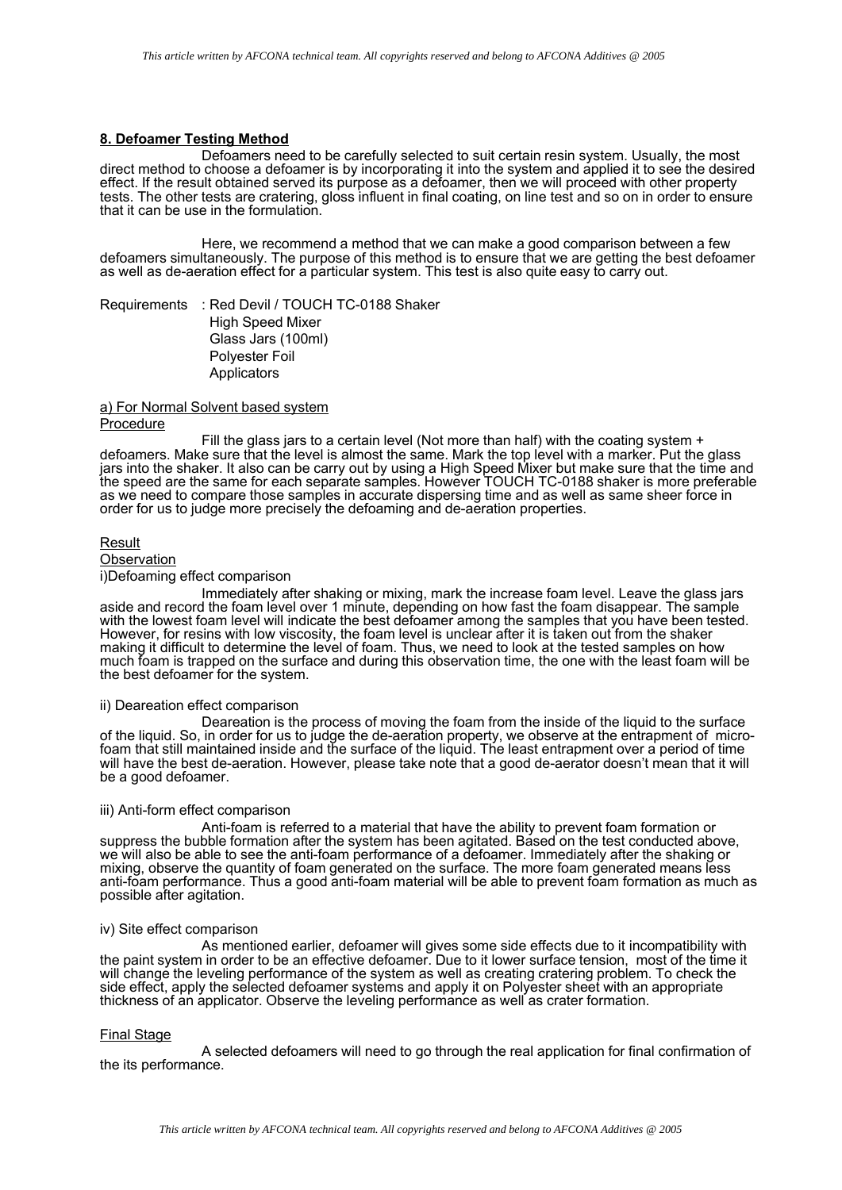## 8. Defoamer Testing Method

Defoamers need to be carefully selected to suit certain resin system. Usually, the most direct method to choose a defoamer is by incorporating it into the system and applied it to see the desired effect. If the result obtained served its purpose as a defoamer, then we will proceed with other property tests. The other tests are cratering, gloss influent in final coating, on line test and so on in order to ensure that it can be use in the formulation.

Here, we recommend a method that we can make a good comparison between a few defoamers simultaneously. The purpose of this method is to ensure that we are getting the best defoamer as well as de-aeration effect for a particular system. This test is also quite easy to carry out.

Requirements : Red Devil / TOUCH TC-0188 Shaker
High Speed Mixer
Glass Jars (100ml)
Polyester Foil
Applicators

<u>a) For Normal Solvent based system</u>

<u>Procedure</u>

Fill the glass jars to a certain level (Not more than half) with the coating system + defoamers. Make sure that the level is almost the same. Mark the top level with a marker. Put the glass jars into the shaker. It also can be carry out by using a High Speed Mixer but make sure that the time and the speed are the same for each separate samples. However TOUCH TC-0188 shaker is more preferable as we need to compare those samples in accurate dispersing time and as well as same sheer force in order for us to judge more precisely the defoaming and de-aeration properties.

<u>Result</u>

<u>Observation</u>

i)Defoaming effect comparison

Immediately after shaking or mixing, mark the increase foam level. Leave the glass jars aside and record the foam level over 1 minute, depending on how fast the foam disappear. The sample with the lowest foam level will indicate the best defoamer among the samples that you have been tested. However, for resins with low viscosity, the foam level is unclear after it is taken out from the shaker making it difficult to determine the level of foam. Thus, we need to look at the tested samples on how much foam is trapped on the surface and during this observation time, the one with the least foam will be the best defoamer for the system.

ii) Deareation effect comparison

Deareation is the process of moving the foam from the inside of the liquid to the surface of the liquid. So, in order for us to judge the de-aeration property, we observe at the entrapment of micro-foam that still maintained inside and the surface of the liquid. The least entrapment over a period of time will have the best de-aeration. However, please take note that a good de-aerator doesn't mean that it will be a good defoamer.

iii) Anti-form effect comparison

Anti-foam is referred to a material that have the ability to prevent foam formation or suppress the bubble formation after the system has been agitated. Based on the test conducted above, we will also be able to see the anti-foam performance of a defoamer. Immediately after the shaking or mixing, observe the quantity of foam generated on the surface. The more foam generated means less anti-foam performance. Thus a good anti-foam material will be able to prevent foam formation as much as possible after agitation.

iv) Site effect comparison

As mentioned earlier, defoamer will gives some side effects due to it incompatibility with the paint system in order to be an effective defoamer. Due to it lower surface tension, most of the time it will change the leveling performance of the system as well as creating cratering problem. To check the side effect, apply the selected defoamer systems and apply it on Polyester sheet with an appropriate thickness of an applicator. Observe the leveling performance as well as crater formation.

<u>Final Stage</u>

A selected defoamers will need to go through the real application for final confirmation of the its performance.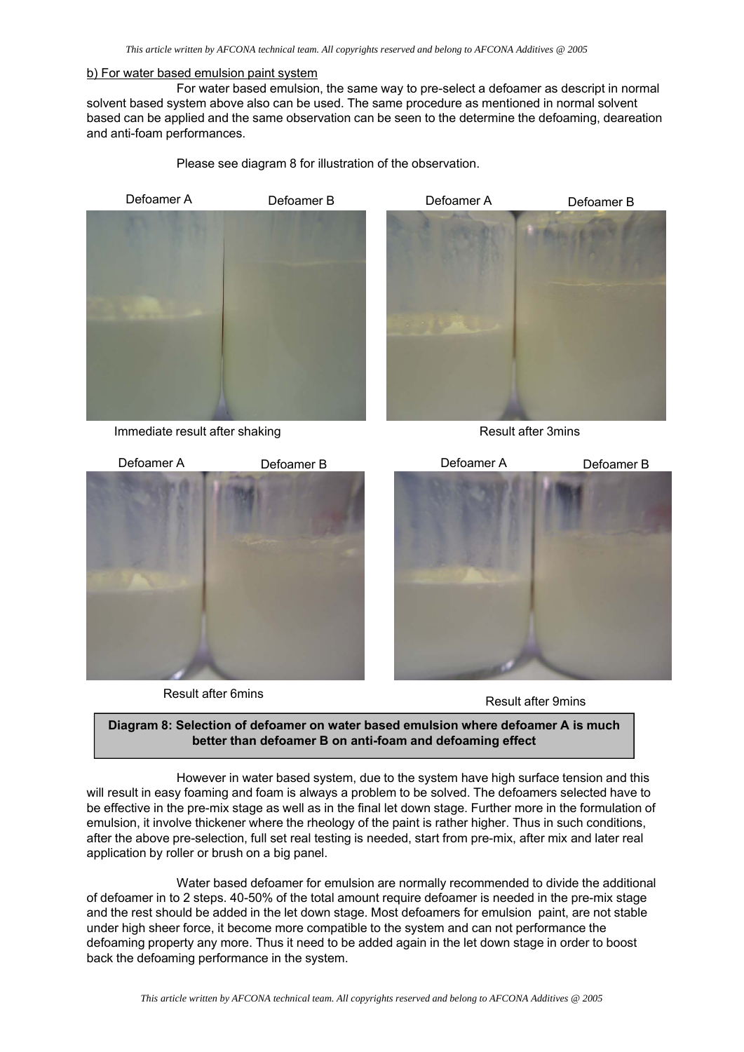b) For water based emulsion paint system

For water based emulsion, the same way to pre-select a defoamer as descript in normal solvent based system above also can be used. The same procedure as mentioned in normal solvent based can be applied and the same observation can be seen to the determine the defoaming, deareation and anti-foam performances.

Please see diagram 8 for illustration of the observation.

Defoamer A Defoamer B

Immediate result after shaking

Defoamer A Defoamer B

Result after 3mins

Defoamer A Defoamer B

Result after 6mins

Defoamer A Defoamer B

Result after 9mins

**Diagram 8: Selection of defoamer on water based emulsion where defoamer A is much better than defoamer B on anti-foam and defoaming effect**

However in water based system, due to the system have high surface tension and this will result in easy foaming and foam is always a problem to be solved. The defoamers selected have to be effective in the pre-mix stage as well as in the final let down stage. Further more in the formulation of emulsion, it involve thickener where the rheology of the paint is rather higher. Thus in such conditions, after the above pre-selection, full set real testing is needed, start from pre-mix, after mix and later real application by roller or brush on a big panel.

Water based defoamer for emulsion are normally recommended to divide the additional of defoamer in to 2 steps. 40-50% of the total amount require defoamer is needed in the pre-mix stage and the rest should be added in the let down stage. Most defoamers for emulsion paint, are not stable under high sheer force, it become more compatible to the system and can not performance the defoaming property any more. Thus it need to be added again in the let down stage in order to boost back the defoaming performance in the system.